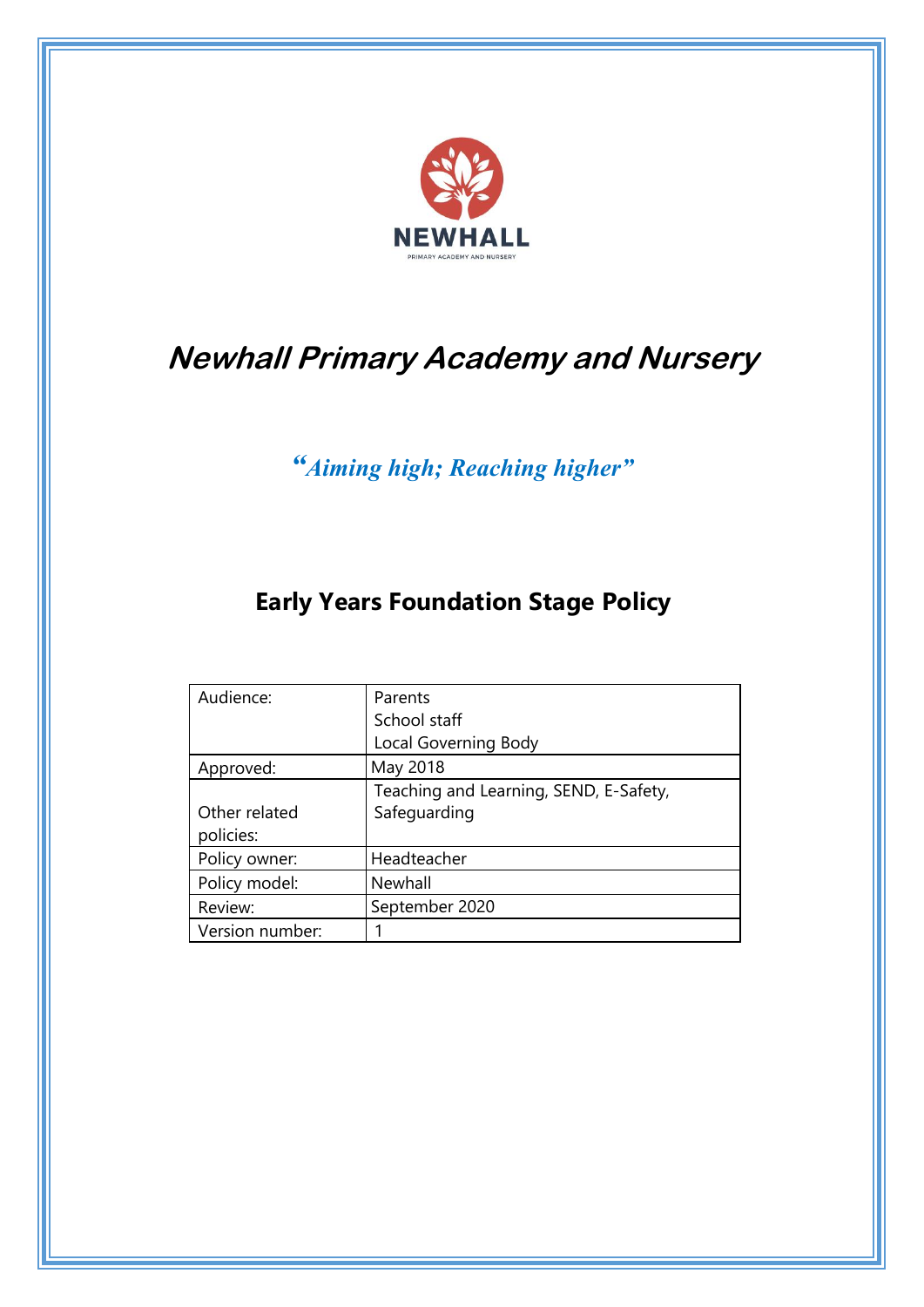NEWHALL

PRIMARY ACADEMY AND NURSERY

# *Newhall Primary Academy and Nursery*

*"Aiming high; Reaching higher"*

## Early Years Foundation Stage Policy

| Audience: | Parents<br>School staff<br>Local Governing Body |
|---|---|
| Approved: | May 2018 |
| Other related policies: | Teaching and Learning, SEND, E-Safety, Safeguarding |
| Policy owner: | Headteacher |
| Policy model: | Newhall |
| Review: | September 2020 |
| Version number: | 1 |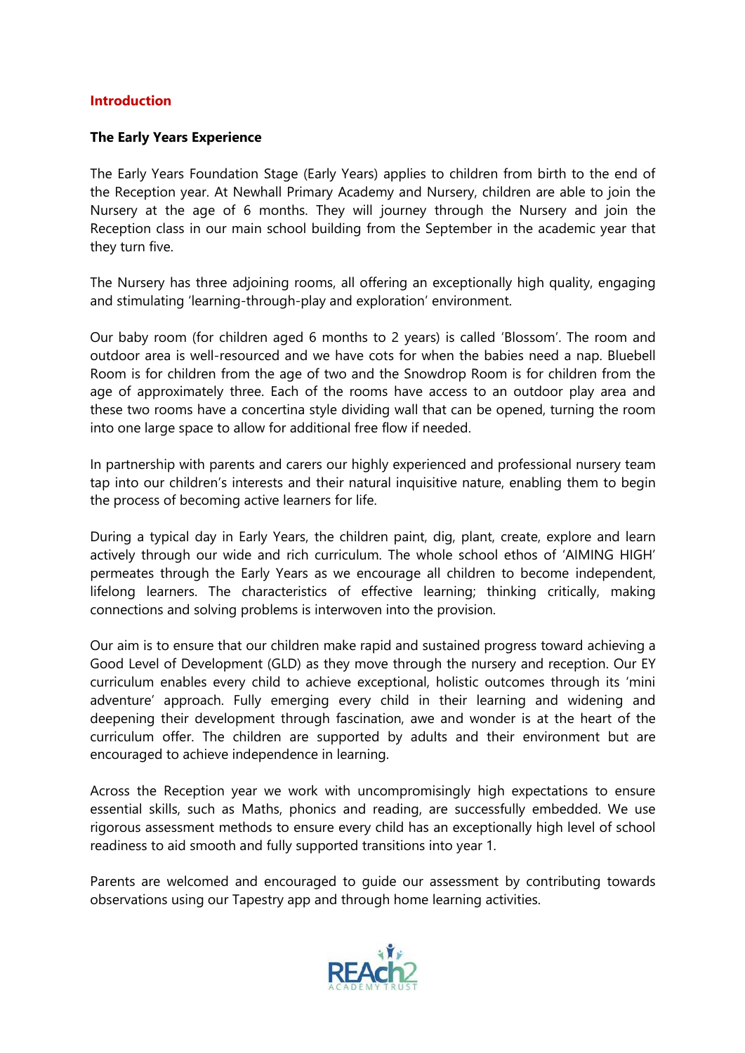## Introduction

### The Early Years Experience

The Early Years Foundation Stage (Early Years) applies to children from birth to the end of the Reception year. At Newhall Primary Academy and Nursery, children are able to join the Nursery at the age of 6 months. They will journey through the Nursery and join the Reception class in our main school building from the September in the academic year that they turn five.

The Nursery has three adjoining rooms, all offering an exceptionally high quality, engaging and stimulating 'learning-through-play and exploration' environment.

Our baby room (for children aged 6 months to 2 years) is called 'Blossom'. The room and outdoor area is well-resourced and we have cots for when the babies need a nap. Bluebell Room is for children from the age of two and the Snowdrop Room is for children from the age of approximately three. Each of the rooms have access to an outdoor play area and these two rooms have a concertina style dividing wall that can be opened, turning the room into one large space to allow for additional free flow if needed.

In partnership with parents and carers our highly experienced and professional nursery team tap into our children's interests and their natural inquisitive nature, enabling them to begin the process of becoming active learners for life.

During a typical day in Early Years, the children paint, dig, plant, create, explore and learn actively through our wide and rich curriculum. The whole school ethos of 'AIMING HIGH' permeates through the Early Years as we encourage all children to become independent, lifelong learners. The characteristics of effective learning; thinking critically, making connections and solving problems is interwoven into the provision.

Our aim is to ensure that our children make rapid and sustained progress toward achieving a Good Level of Development (GLD) as they move through the nursery and reception. Our EY curriculum enables every child to achieve exceptional, holistic outcomes through its 'mini adventure' approach. Fully emerging every child in their learning and widening and deepening their development through fascination, awe and wonder is at the heart of the curriculum offer. The children are supported by adults and their environment but are encouraged to achieve independence in learning.

Across the Reception year we work with uncompromisingly high expectations to ensure essential skills, such as Maths, phonics and reading, are successfully embedded. We use rigorous assessment methods to ensure every child has an exceptionally high level of school readiness to aid smooth and fully supported transitions into year 1.

Parents are welcomed and encouraged to guide our assessment by contributing towards observations using our Tapestry app and through home learning activities.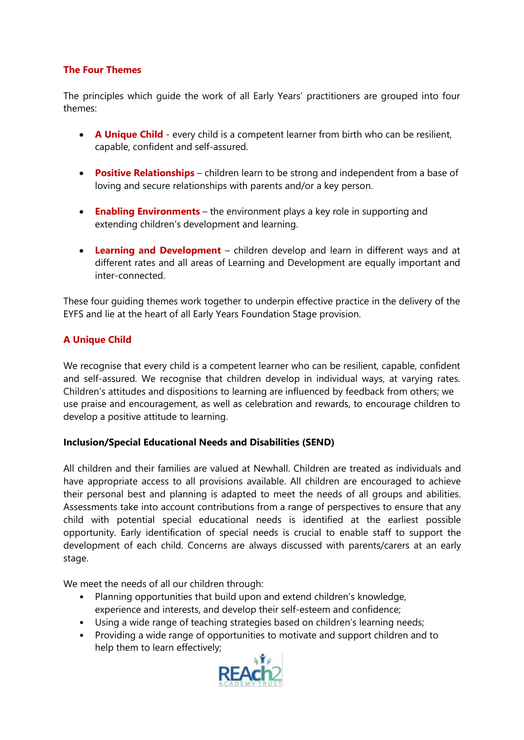## The Four Themes

The principles which guide the work of all Early Years' practitioners are grouped into four themes:

- **A Unique Child** - every child is a competent learner from birth who can be resilient, capable, confident and self-assured.
- **Positive Relationships** – children learn to be strong and independent from a base of loving and secure relationships with parents and/or a key person.
- **Enabling Environments** – the environment plays a key role in supporting and extending children's development and learning.
- **Learning and Development** – children develop and learn in different ways and at different rates and all areas of Learning and Development are equally important and inter-connected.

These four guiding themes work together to underpin effective practice in the delivery of the EYFS and lie at the heart of all Early Years Foundation Stage provision.

## A Unique Child

We recognise that every child is a competent learner who can be resilient, capable, confident and self-assured. We recognise that children develop in individual ways, at varying rates. Children's attitudes and dispositions to learning are influenced by feedback from others; we use praise and encouragement, as well as celebration and rewards, to encourage children to develop a positive attitude to learning.

### Inclusion/Special Educational Needs and Disabilities (SEND)

All children and their families are valued at Newhall. Children are treated as individuals and have appropriate access to all provisions available. All children are encouraged to achieve their personal best and planning is adapted to meet the needs of all groups and abilities. Assessments take into account contributions from a range of perspectives to ensure that any child with potential special educational needs is identified at the earliest possible opportunity. Early identification of special needs is crucial to enable staff to support the development of each child. Concerns are always discussed with parents/carers at an early stage.

We meet the needs of all our children through:

- Planning opportunities that build upon and extend children's knowledge, experience and interests, and develop their self-esteem and confidence;
- Using a wide range of teaching strategies based on children's learning needs;
- Providing a wide range of opportunities to motivate and support children and to help them to learn effectively;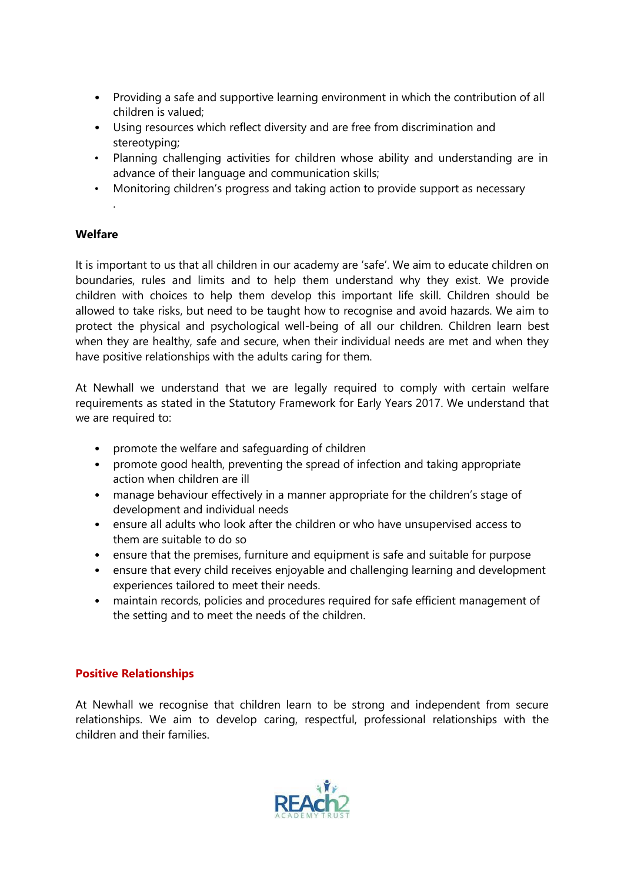- Providing a safe and supportive learning environment in which the contribution of all children is valued;
- Using resources which reflect diversity and are free from discrimination and stereotyping;
- Planning challenging activities for children whose ability and understanding are in advance of their language and communication skills;
- Monitoring children's progress and taking action to provide support as necessary

.

**Welfare**

It is important to us that all children in our academy are 'safe'. We aim to educate children on boundaries, rules and limits and to help them understand why they exist. We provide children with choices to help them develop this important life skill. Children should be allowed to take risks, but need to be taught how to recognise and avoid hazards. We aim to protect the physical and psychological well-being of all our children. Children learn best when they are healthy, safe and secure, when their individual needs are met and when they have positive relationships with the adults caring for them.

At Newhall we understand that we are legally required to comply with certain welfare requirements as stated in the Statutory Framework for Early Years 2017. We understand that we are required to:

- promote the welfare and safeguarding of children
- promote good health, preventing the spread of infection and taking appropriate action when children are ill
- manage behaviour effectively in a manner appropriate for the children's stage of development and individual needs
- ensure all adults who look after the children or who have unsupervised access to them are suitable to do so
- ensure that the premises, furniture and equipment is safe and suitable for purpose
- ensure that every child receives enjoyable and challenging learning and development experiences tailored to meet their needs.
- maintain records, policies and procedures required for safe efficient management of the setting and to meet the needs of the children.

**Positive Relationships**

At Newhall we recognise that children learn to be strong and independent from secure relationships. We aim to develop caring, respectful, professional relationships with the children and their families.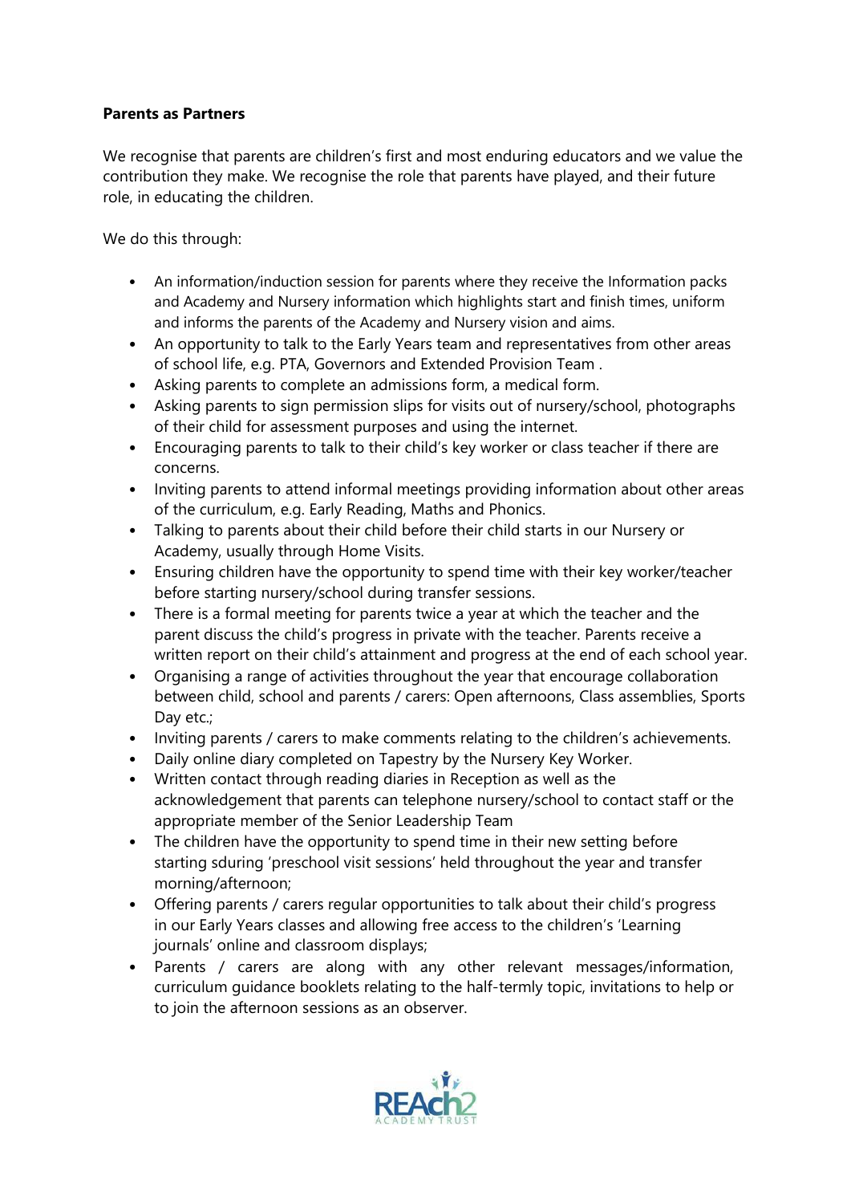**Parents as Partners**

We recognise that parents are children's first and most enduring educators and we value the contribution they make. We recognise the role that parents have played, and their future role, in educating the children.

We do this through:

- An information/induction session for parents where they receive the Information packs and Academy and Nursery information which highlights start and finish times, uniform and informs the parents of the Academy and Nursery vision and aims.
- An opportunity to talk to the Early Years team and representatives from other areas of school life, e.g. PTA, Governors and Extended Provision Team .
- Asking parents to complete an admissions form, a medical form.
- Asking parents to sign permission slips for visits out of nursery/school, photographs of their child for assessment purposes and using the internet.
- Encouraging parents to talk to their child's key worker or class teacher if there are concerns.
- Inviting parents to attend informal meetings providing information about other areas of the curriculum, e.g. Early Reading, Maths and Phonics.
- Talking to parents about their child before their child starts in our Nursery or Academy, usually through Home Visits.
- Ensuring children have the opportunity to spend time with their key worker/teacher before starting nursery/school during transfer sessions.
- There is a formal meeting for parents twice a year at which the teacher and the parent discuss the child's progress in private with the teacher. Parents receive a written report on their child's attainment and progress at the end of each school year.
- Organising a range of activities throughout the year that encourage collaboration between child, school and parents / carers: Open afternoons, Class assemblies, Sports Day etc.;
- Inviting parents / carers to make comments relating to the children's achievements.
- Daily online diary completed on Tapestry by the Nursery Key Worker.
- Written contact through reading diaries in Reception as well as the acknowledgement that parents can telephone nursery/school to contact staff or the appropriate member of the Senior Leadership Team
- The children have the opportunity to spend time in their new setting before starting sduring 'preschool visit sessions' held throughout the year and transfer morning/afternoon;
- Offering parents / carers regular opportunities to talk about their child's progress in our Early Years classes and allowing free access to the children's 'Learning journals' online and classroom displays;
- Parents / carers are along with any other relevant messages/information, curriculum guidance booklets relating to the half-termly topic, invitations to help or to join the afternoon sessions as an observer.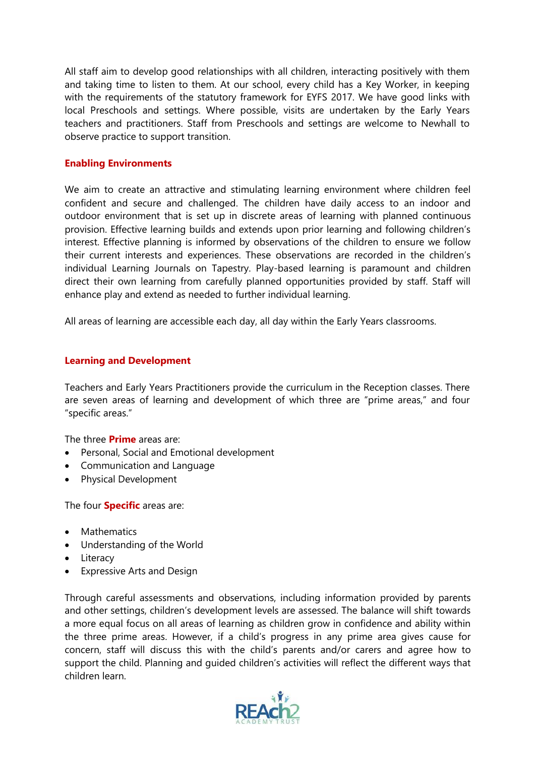All staff aim to develop good relationships with all children, interacting positively with them and taking time to listen to them. At our school, every child has a Key Worker, in keeping with the requirements of the statutory framework for EYFS 2017. We have good links with local Preschools and settings. Where possible, visits are undertaken by the Early Years teachers and practitioners. Staff from Preschools and settings are welcome to Newhall to observe practice to support transition.

## Enabling Environments

We aim to create an attractive and stimulating learning environment where children feel confident and secure and challenged. The children have daily access to an indoor and outdoor environment that is set up in discrete areas of learning with planned continuous provision. Effective learning builds and extends upon prior learning and following children's interest. Effective planning is informed by observations of the children to ensure we follow their current interests and experiences. These observations are recorded in the children's individual Learning Journals on Tapestry. Play-based learning is paramount and children direct their own learning from carefully planned opportunities provided by staff. Staff will enhance play and extend as needed to further individual learning.

All areas of learning are accessible each day, all day within the Early Years classrooms.

## Learning and Development

Teachers and Early Years Practitioners provide the curriculum in the Reception classes. There are seven areas of learning and development of which three are "prime areas," and four "specific areas."

The three **Prime** areas are:

- Personal, Social and Emotional development
- Communication and Language
- Physical Development

The four **Specific** areas are:

- Mathematics
- Understanding of the World
- Literacy
- Expressive Arts and Design

Through careful assessments and observations, including information provided by parents and other settings, children's development levels are assessed. The balance will shift towards a more equal focus on all areas of learning as children grow in confidence and ability within the three prime areas. However, if a child's progress in any prime area gives cause for concern, staff will discuss this with the child's parents and/or carers and agree how to support the child. Planning and guided children's activities will reflect the different ways that children learn.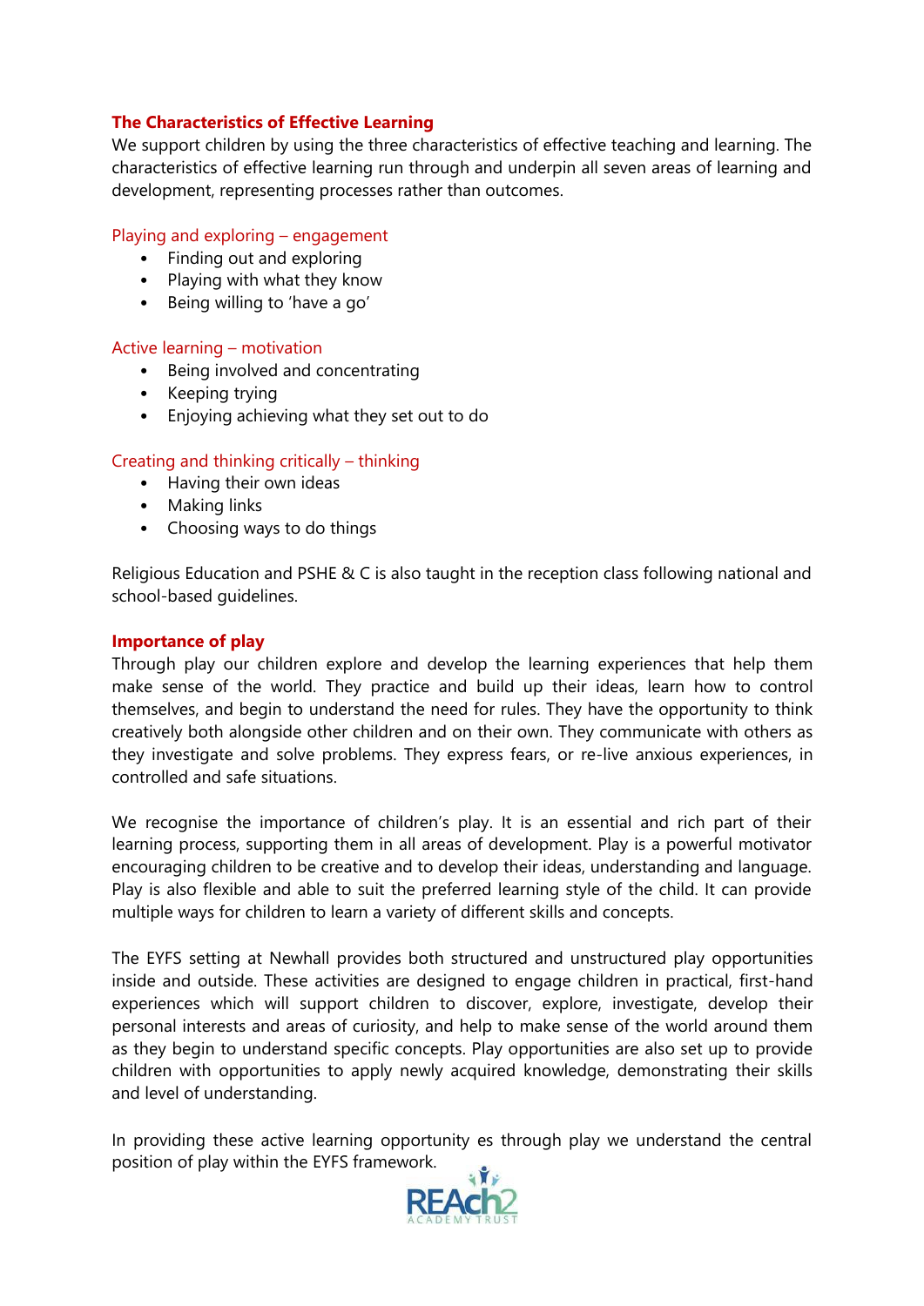## The Characteristics of Effective Learning

We support children by using the three characteristics of effective teaching and learning. The characteristics of effective learning run through and underpin all seven areas of learning and development, representing processes rather than outcomes.

### Playing and exploring – engagement

- Finding out and exploring
- Playing with what they know
- Being willing to 'have a go'

### Active learning – motivation

- Being involved and concentrating
- Keeping trying
- Enjoying achieving what they set out to do

### Creating and thinking critically – thinking

- Having their own ideas
- Making links
- Choosing ways to do things

Religious Education and PSHE & C is also taught in the reception class following national and school-based guidelines.

## Importance of play

Through play our children explore and develop the learning experiences that help them make sense of the world. They practice and build up their ideas, learn how to control themselves, and begin to understand the need for rules. They have the opportunity to think creatively both alongside other children and on their own. They communicate with others as they investigate and solve problems. They express fears, or re-live anxious experiences, in controlled and safe situations.

We recognise the importance of children's play. It is an essential and rich part of their learning process, supporting them in all areas of development. Play is a powerful motivator encouraging children to be creative and to develop their ideas, understanding and language. Play is also flexible and able to suit the preferred learning style of the child. It can provide multiple ways for children to learn a variety of different skills and concepts.

The EYFS setting at Newhall provides both structured and unstructured play opportunities inside and outside. These activities are designed to engage children in practical, first-hand experiences which will support children to discover, explore, investigate, develop their personal interests and areas of curiosity, and help to make sense of the world around them as they begin to understand specific concepts. Play opportunities are also set up to provide children with opportunities to apply newly acquired knowledge, demonstrating their skills and level of understanding.

In providing these active learning opportunity es through play we understand the central position of play within the EYFS framework.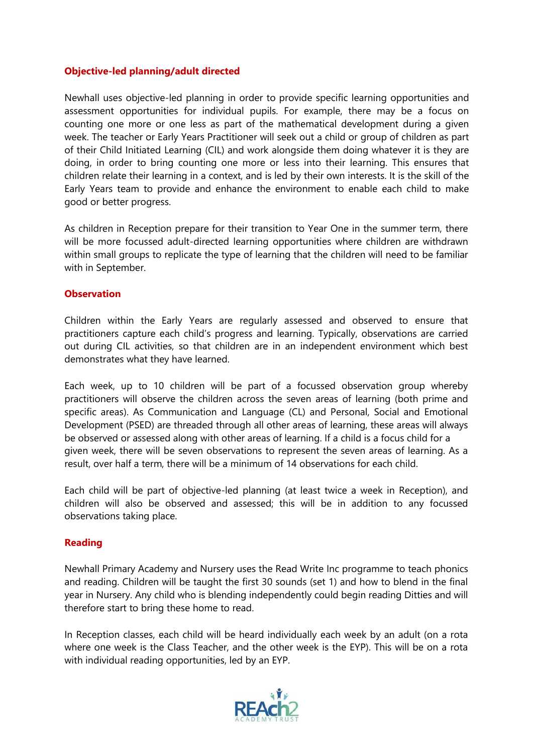### Objective-led planning/adult directed

Newhall uses objective-led planning in order to provide specific learning opportunities and assessment opportunities for individual pupils. For example, there may be a focus on counting one more or one less as part of the mathematical development during a given week. The teacher or Early Years Practitioner will seek out a child or group of children as part of their Child Initiated Learning (CIL) and work alongside them doing whatever it is they are doing, in order to bring counting one more or less into their learning. This ensures that children relate their learning in a context, and is led by their own interests. It is the skill of the Early Years team to provide and enhance the environment to enable each child to make good or better progress.

As children in Reception prepare for their transition to Year One in the summer term, there will be more focussed adult-directed learning opportunities where children are withdrawn within small groups to replicate the type of learning that the children will need to be familiar with in September.

### Observation

Children within the Early Years are regularly assessed and observed to ensure that practitioners capture each child's progress and learning. Typically, observations are carried out during CIL activities, so that children are in an independent environment which best demonstrates what they have learned.

Each week, up to 10 children will be part of a focussed observation group whereby practitioners will observe the children across the seven areas of learning (both prime and specific areas). As Communication and Language (CL) and Personal, Social and Emotional Development (PSED) are threaded through all other areas of learning, these areas will always be observed or assessed along with other areas of learning. If a child is a focus child for a given week, there will be seven observations to represent the seven areas of learning. As a result, over half a term, there will be a minimum of 14 observations for each child.

Each child will be part of objective-led planning (at least twice a week in Reception), and children will also be observed and assessed; this will be in addition to any focussed observations taking place.

### Reading

Newhall Primary Academy and Nursery uses the Read Write Inc programme to teach phonics and reading. Children will be taught the first 30 sounds (set 1) and how to blend in the final year in Nursery. Any child who is blending independently could begin reading Ditties and will therefore start to bring these home to read.

In Reception classes, each child will be heard individually each week by an adult (on a rota where one week is the Class Teacher, and the other week is the EYP). This will be on a rota with individual reading opportunities, led by an EYP.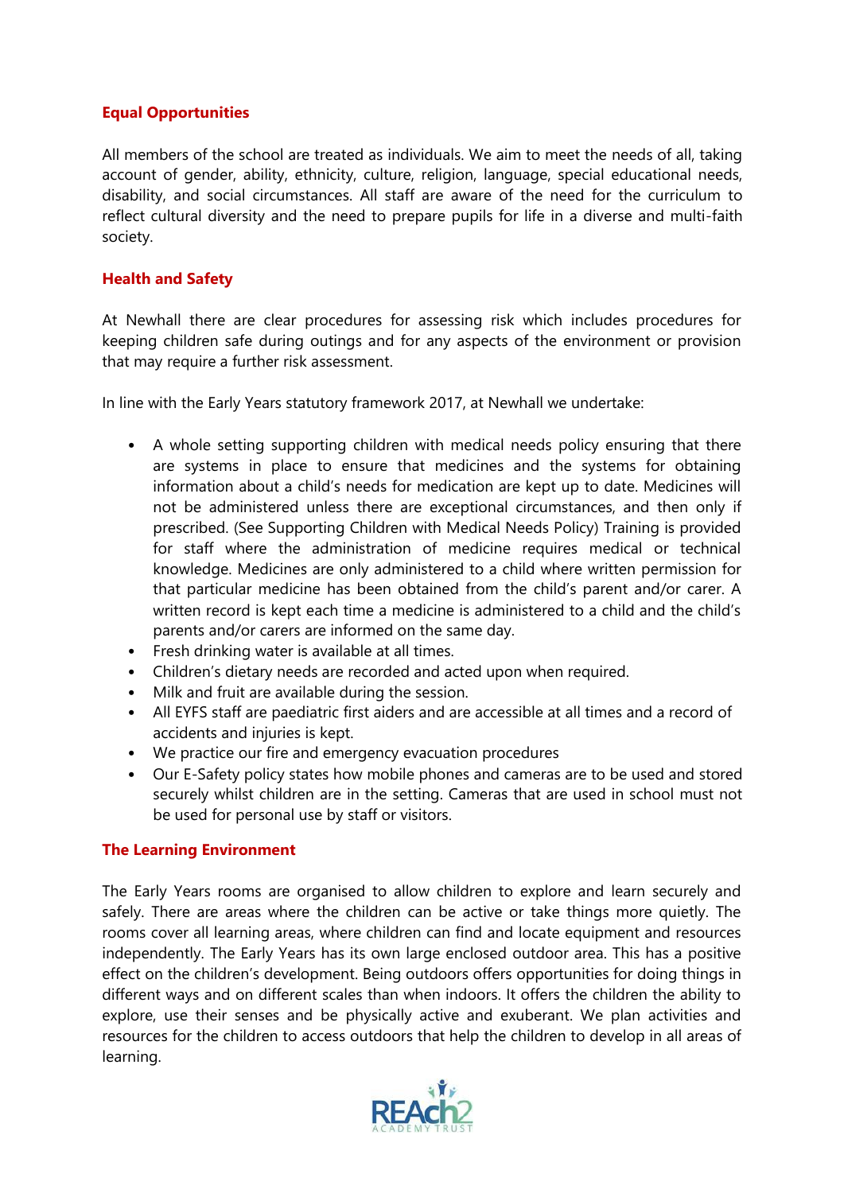## Equal Opportunities

All members of the school are treated as individuals. We aim to meet the needs of all, taking account of gender, ability, ethnicity, culture, religion, language, special educational needs, disability, and social circumstances. All staff are aware of the need for the curriculum to reflect cultural diversity and the need to prepare pupils for life in a diverse and multi-faith society.

## Health and Safety

At Newhall there are clear procedures for assessing risk which includes procedures for keeping children safe during outings and for any aspects of the environment or provision that may require a further risk assessment.

In line with the Early Years statutory framework 2017, at Newhall we undertake:

- A whole setting supporting children with medical needs policy ensuring that there are systems in place to ensure that medicines and the systems for obtaining information about a child's needs for medication are kept up to date. Medicines will not be administered unless there are exceptional circumstances, and then only if prescribed. (See Supporting Children with Medical Needs Policy) Training is provided for staff where the administration of medicine requires medical or technical knowledge. Medicines are only administered to a child where written permission for that particular medicine has been obtained from the child's parent and/or carer. A written record is kept each time a medicine is administered to a child and the child's parents and/or carers are informed on the same day.
- Fresh drinking water is available at all times.
- Children's dietary needs are recorded and acted upon when required.
- Milk and fruit are available during the session.
- All EYFS staff are paediatric first aiders and are accessible at all times and a record of accidents and injuries is kept.
- We practice our fire and emergency evacuation procedures
- Our E-Safety policy states how mobile phones and cameras are to be used and stored securely whilst children are in the setting. Cameras that are used in school must not be used for personal use by staff or visitors.

## The Learning Environment

The Early Years rooms are organised to allow children to explore and learn securely and safely. There are areas where the children can be active or take things more quietly. The rooms cover all learning areas, where children can find and locate equipment and resources independently. The Early Years has its own large enclosed outdoor area. This has a positive effect on the children's development. Being outdoors offers opportunities for doing things in different ways and on different scales than when indoors. It offers the children the ability to explore, use their senses and be physically active and exuberant. We plan activities and resources for the children to access outdoors that help the children to develop in all areas of learning.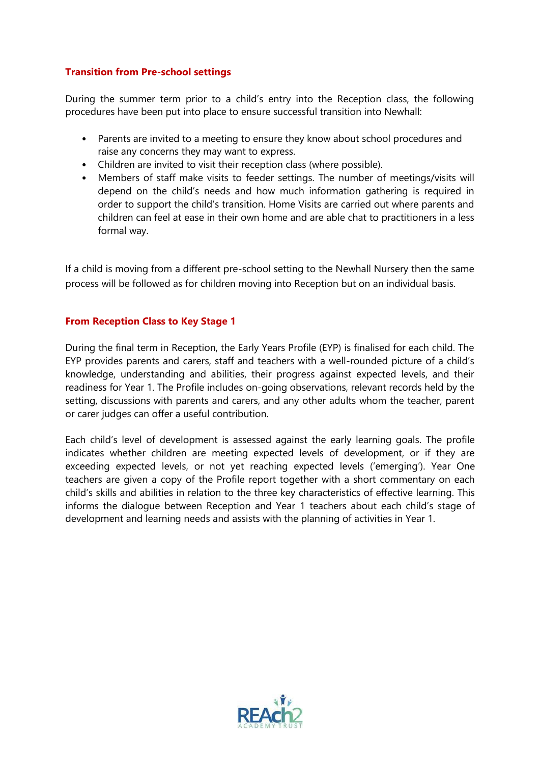## Transition from Pre-school settings

During the summer term prior to a child's entry into the Reception class, the following procedures have been put into place to ensure successful transition into Newhall:

- Parents are invited to a meeting to ensure they know about school procedures and raise any concerns they may want to express.
- Children are invited to visit their reception class (where possible).
- Members of staff make visits to feeder settings. The number of meetings/visits will depend on the child's needs and how much information gathering is required in order to support the child's transition. Home Visits are carried out where parents and children can feel at ease in their own home and are able chat to practitioners in a less formal way.

If a child is moving from a different pre-school setting to the Newhall Nursery then the same process will be followed as for children moving into Reception but on an individual basis.

## From Reception Class to Key Stage 1

During the final term in Reception, the Early Years Profile (EYP) is finalised for each child. The EYP provides parents and carers, staff and teachers with a well-rounded picture of a child's knowledge, understanding and abilities, their progress against expected levels, and their readiness for Year 1. The Profile includes on-going observations, relevant records held by the setting, discussions with parents and carers, and any other adults whom the teacher, parent or carer judges can offer a useful contribution.

Each child's level of development is assessed against the early learning goals. The profile indicates whether children are meeting expected levels of development, or if they are exceeding expected levels, or not yet reaching expected levels ('emerging'). Year One teachers are given a copy of the Profile report together with a short commentary on each child's skills and abilities in relation to the three key characteristics of effective learning. This informs the dialogue between Reception and Year 1 teachers about each child's stage of development and learning needs and assists with the planning of activities in Year 1.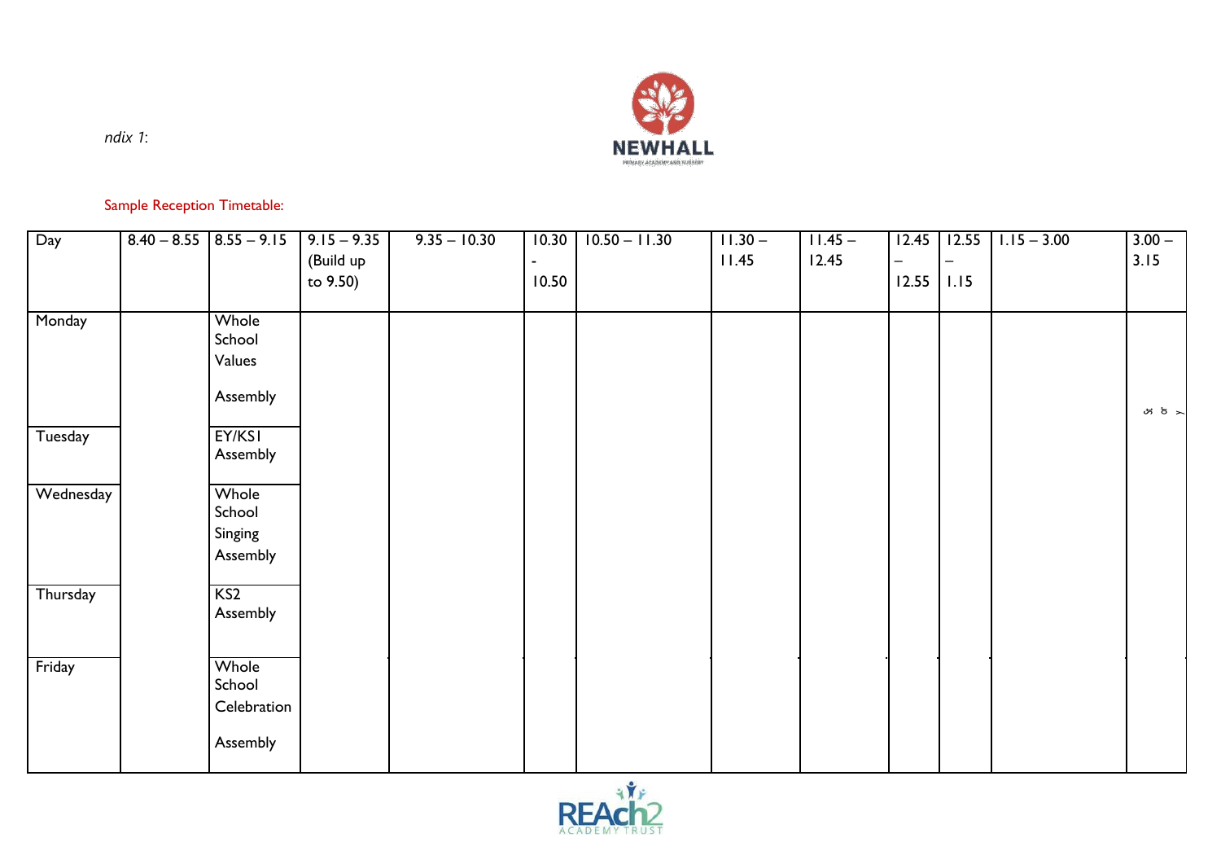ndix 1:

Sample Reception Timetable:

| Day | 8.40 – 8.55 | 8.55 – 9.15 | 9.15 – 9.35 (Build up to 9.50) | 9.35 – 10.30 | 10.30 - 10.50 | 10.50 – 11.30 | 11.30 – 11.45 | 11.45 – 12.45 | 12.45 – 12.55 | 12.55 – 1.15 | 1.15 – 3.00 | 3.00 – 3.15 |
|---|---|---|---|---|---|---|---|---|---|---|---|---|
| Monday | | Whole School Values Assembly | | | | | | | | | | |
| Tuesday | | EY/KS1 Assembly | | | | | | | | | | |
| Wednesday | | Whole School Singing Assembly | | | | | | | | | | |
| Thursday | | KS2 Assembly | | | | | | | | | | |
| Friday | | Whole School Celebration Assembly | | | | | | | | | | |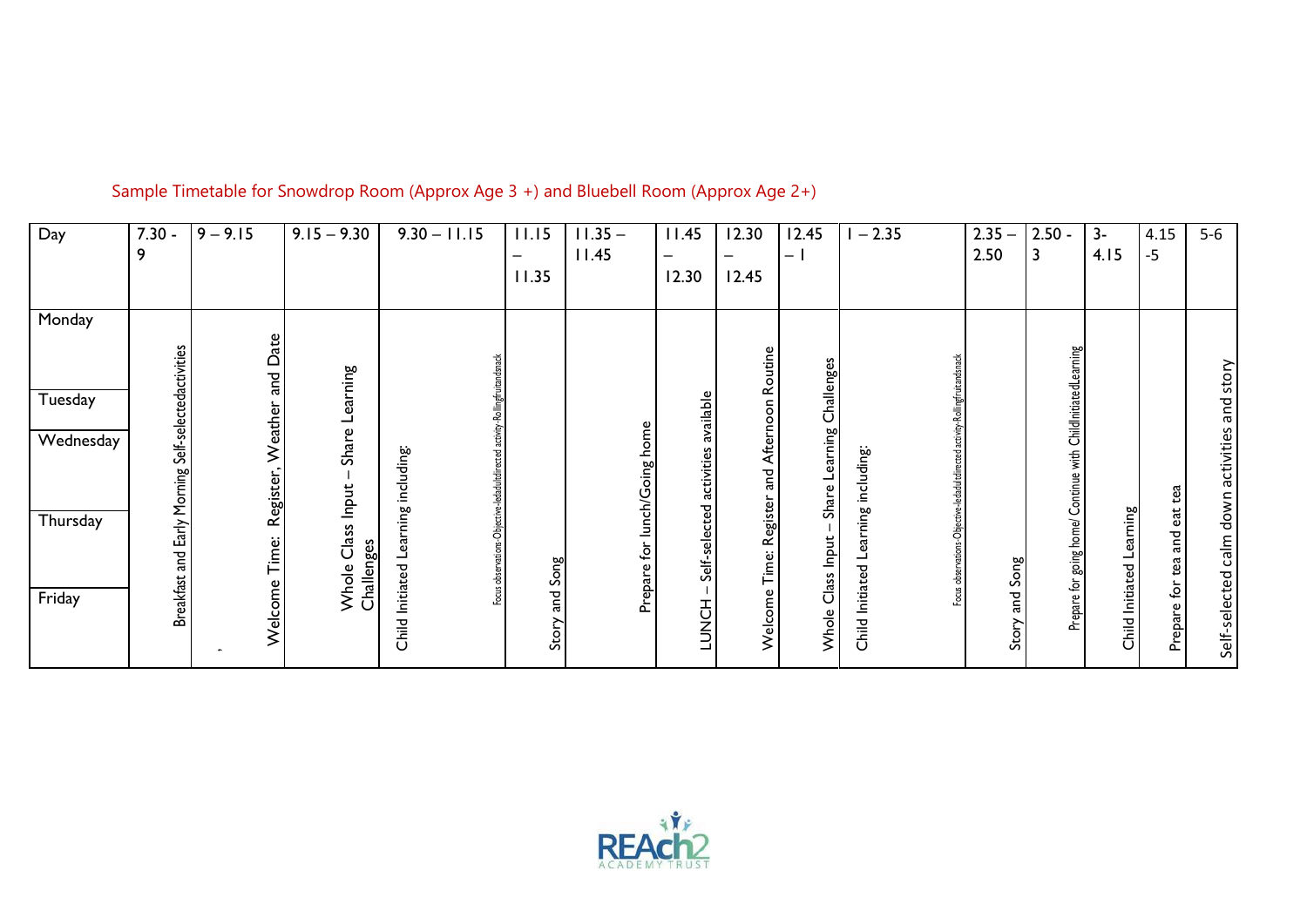Sample Timetable for Snowdrop Room (Approx Age 3 +) and Bluebell Room (Approx Age 2+)

| Day | 7.30 - 9 | 9 – 9.15 | 9.15 – 9.30 | 9.30 – 11.15 | 11.15 – 11.35 | 11.35 – 11.45 | 11.45 – 12.30 | 12.30 – 12.45 | 12.45 – 1 | 1 – 2.35 | 2.35 – 2.50 | 2.50 - 3 | 3- 4.15 | 4.15 -5 | 5-6 |
|---|---|---|---|---|---|---|---|---|---|---|---|---|---|---|---|
| Monday<br>Tuesday<br>Wednesday<br>Thursday<br>Friday | Breakfast and Early Morning Self-selectedactivities | Welcome Time: Register, Weather and Date | Whole Class Input – Share Learning Challenges | Child Initiated Learning including: Focus observations-Objective-ledadultdirected activity-Rollingfruitandsnack | Story and Song | Prepare for lunch/Going home | LUNCH – Self-selected activities available | Welcome Time: Register and Afternoon Routine | Whole Class Input – Share Learning Challenges | Child Initiated Learning including: Focus observations-Objective-ledadultdirected activity-Rollingfruitandsnack | Story and Song | Prepare for going home/ Continue with ChildInitiatedLearning | Child Initiated Learning | Prepare for tea and eat tea | Self-selected calm down activities and story |